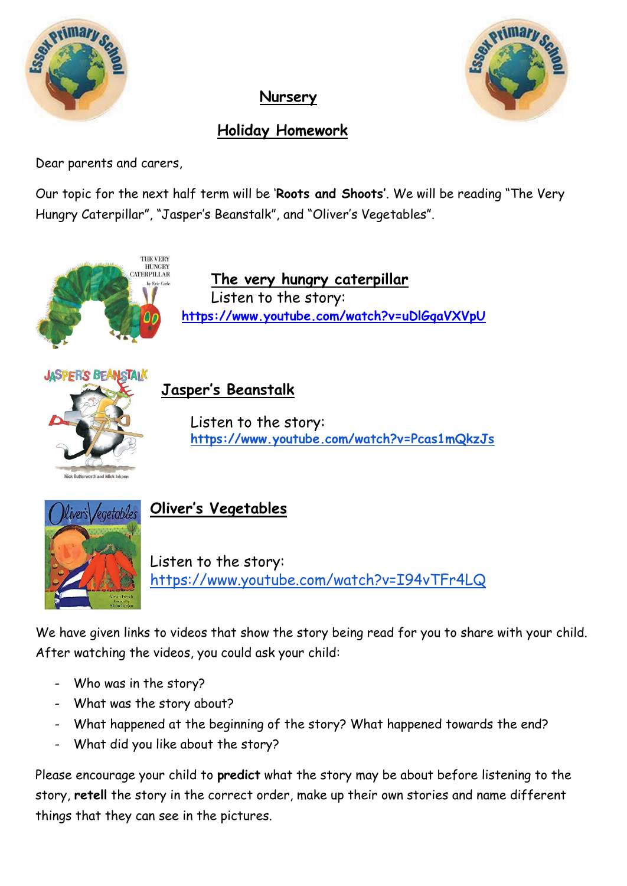# Nursery

## Holiday Homework

Dear parents and carers,

Our topic for the next half term will be '**Roots and Shoots**'. We will be reading "The Very Hungry Caterpillar", "Jasper's Beanstalk", and "Oliver's Vegetables".

### The very hungry caterpillar

Listen to the story:
https://www.youtube.com/watch?v=uDlGqaVXVpU

### Jasper's Beanstalk

Listen to the story:
https://www.youtube.com/watch?v=Pcas1mQkzJs

### Oliver's Vegetables

Listen to the story:
https://www.youtube.com/watch?v=I94vTFr4LQ

We have given links to videos that show the story being read for you to share with your child. After watching the videos, you could ask your child:

- Who was in the story?
- What was the story about?
- What happened at the beginning of the story? What happened towards the end?
- What did you like about the story?

Please encourage your child to **predict** what the story may be about before listening to the story, **retell** the story in the correct order, make up their own stories and name different things that they can see in the pictures.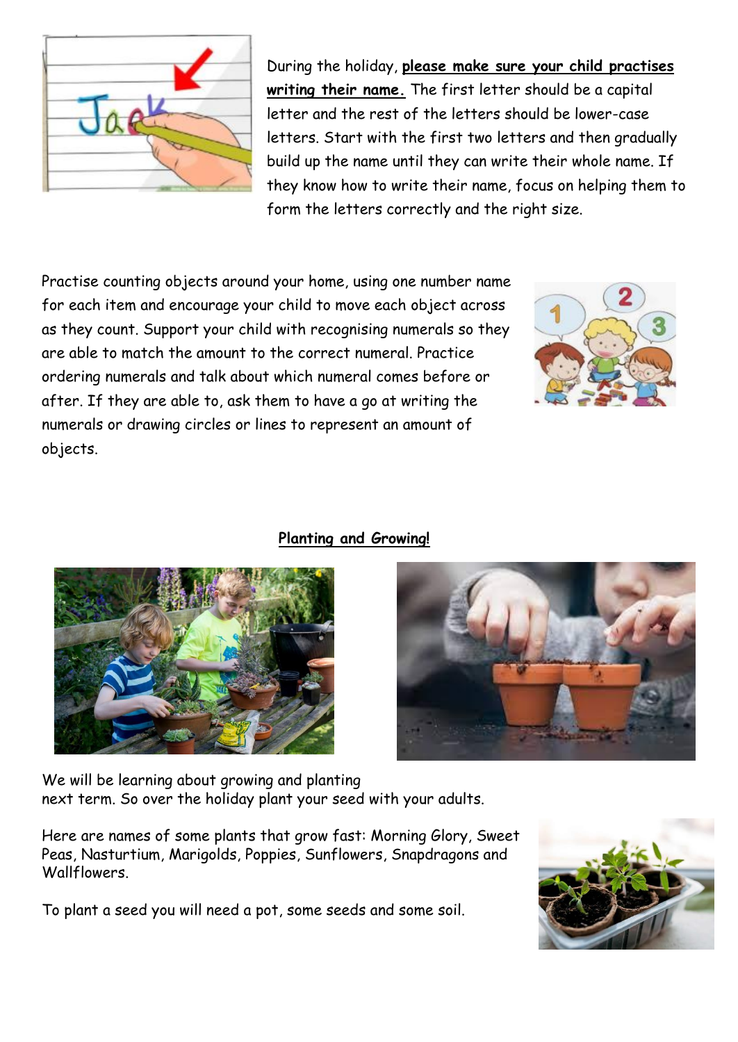During the holiday, **please make sure your child practises writing their name.** The first letter should be a capital letter and the rest of the letters should be lower-case letters. Start with the first two letters and then gradually build up the name until they can write their whole name. If they know how to write their name, focus on helping them to form the letters correctly and the right size.

Practise counting objects around your home, using one number name for each item and encourage your child to move each object across as they count. Support your child with recognising numerals so they are able to match the amount to the correct numeral. Practice ordering numerals and talk about which numeral comes before or after. If they are able to, ask them to have a go at writing the numerals or drawing circles or lines to represent an amount of objects.

## Planting and Growing!

We will be learning about growing and planting next term. So over the holiday plant your seed with your adults.

Here are names of some plants that grow fast: Morning Glory, Sweet Peas, Nasturtium, Marigolds, Poppies, Sunflowers, Snapdragons and Wallflowers.

To plant a seed you will need a pot, some seeds and some soil.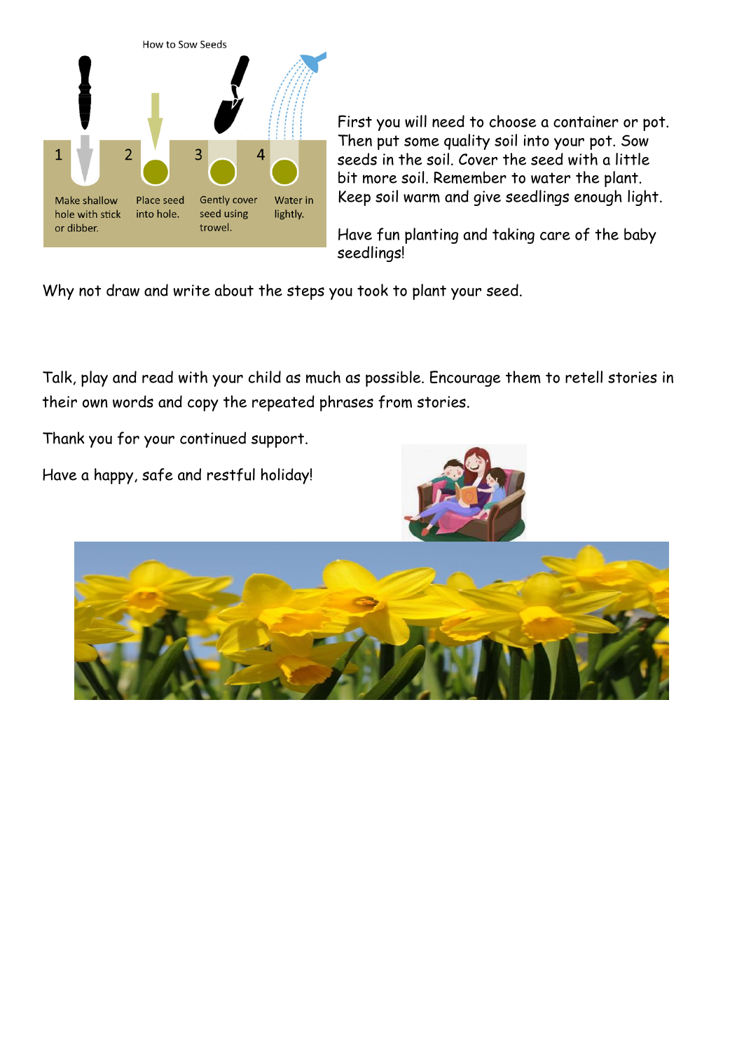How to Sow Seeds

1. Make shallow hole with stick or dibber.
2. Place seed into hole.
3. Gently cover seed using trowel.
4. Water in lightly.

First you will need to choose a container or pot. Then put some quality soil into your pot. Sow seeds in the soil. Cover the seed with a little bit more soil. Remember to water the plant. Keep soil warm and give seedlings enough light.

Have fun planting and taking care of the baby seedlings!

Why not draw and write about the steps you took to plant your seed.

Talk, play and read with your child as much as possible. Encourage them to retell stories in their own words and copy the repeated phrases from stories.

Thank you for your continued support.

Have a happy, safe and restful holiday!